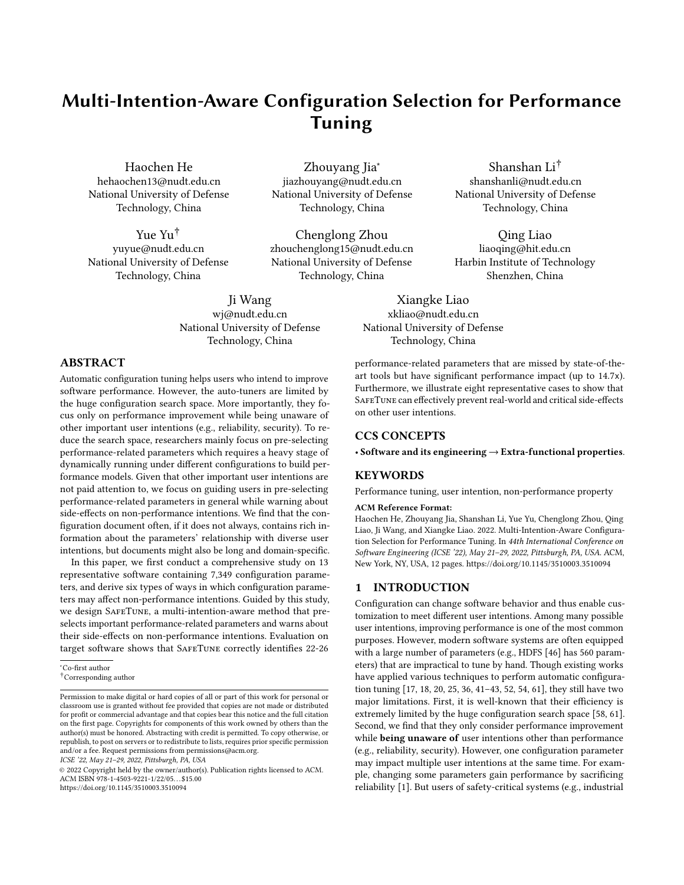# Multi-Intention-Aware Configuration Selection for Performance Tuning

Haochen He
hehaochen13@nudt.edu.cn
National University of Defense Technology, China

Zhouyang Jia*
jiazhouyang@nudt.edu.cn
National University of Defense Technology, China

Shanshan Li†
shanshanli@nudt.edu.cn
National University of Defense Technology, China

Yue Yu†
yuyue@nudt.edu.cn
National University of Defense Technology, China

Chenglong Zhou
zhouchenglong15@nudt.edu.cn
National University of Defense Technology, China

Qing Liao
liaoqing@hit.edu.cn
Harbin Institute of Technology Shenzhen, China

Ji Wang
wj@nudt.edu.cn
National University of Defense Technology, China

Xiangke Liao
xkliao@nudt.edu.cn
National University of Defense Technology, China

## ABSTRACT

Automatic configuration tuning helps users who intend to improve software performance. However, the auto-tuners are limited by the huge configuration search space. More importantly, they focus only on performance improvement while being unaware of other important user intentions (e.g., reliability, security). To reduce the search space, researchers mainly focus on pre-selecting performance-related parameters which requires a heavy stage of dynamically running under different configurations to build performance models. Given that other important user intentions are not paid attention to, we focus on guiding users in pre-selecting performance-related parameters in general while warning about side-effects on non-performance intentions. We find that the configuration document often, if it does not always, contains rich information about the parameters' relationship with diverse user intentions, but documents might also be long and domain-specific.

In this paper, we first conduct a comprehensive study on 13 representative software containing 7,349 configuration parameters, and derive six types of ways in which configuration parameters may affect non-performance intentions. Guided by this study, we design SafeTune, a multi-intention-aware method that preselects important performance-related parameters and warns about their side-effects on non-performance intentions. Evaluation on target software shows that SafeTune correctly identifies 22-26 performance-related parameters that are missed by state-of-the-art tools but have significant performance impact (up to 14.7x). Furthermore, we illustrate eight representative cases to show that SafeTune can effectively prevent real-world and critical side-effects on other user intentions.

*Co-first author
†Corresponding author

Permission to make digital or hard copies of all or part of this work for personal or classroom use is granted without fee provided that copies are not made or distributed for profit or commercial advantage and that copies bear this notice and the full citation on the first page. Copyrights for components of this work owned by others than the author(s) must be honored. Abstracting with credit is permitted. To copy otherwise, or republish, to post on servers or to redistribute to lists, requires prior specific permission and/or a fee. Request permissions from permissions@acm.org.
ICSE '22, May 21–29, 2022, Pittsburgh, PA, USA
© 2022 Copyright held by the owner/author(s). Publication rights licensed to ACM.
ACM ISBN 978-1-4503-9221-1/22/05...$15.00
https://doi.org/10.1145/3510003.3510094

## CCS CONCEPTS

• **Software and its engineering → Extra-functional properties**.

## KEYWORDS

Performance tuning, user intention, non-performance property

**ACM Reference Format:**
Haochen He, Zhouyang Jia, Shanshan Li, Yue Yu, Chenglong Zhou, Qing Liao, Ji Wang, and Xiangke Liao. 2022. Multi-Intention-Aware Configuration Selection for Performance Tuning. In *44th International Conference on Software Engineering (ICSE '22), May 21–29, 2022, Pittsburgh, PA, USA.* ACM, New York, NY, USA, 12 pages. https://doi.org/10.1145/3510003.3510094

## 1 INTRODUCTION

Configuration can change software behavior and thus enable customization to meet different user intentions. Among many possible user intentions, improving performance is one of the most common purposes. However, modern software systems are often equipped with a large number of parameters (e.g., HDFS [46] has 560 parameters) that are impractical to tune by hand. Though existing works have applied various techniques to perform automatic configuration tuning [17, 18, 20, 25, 36, 41–43, 52, 54, 61], they still have two major limitations. First, it is well-known that their efficiency is extremely limited by the huge configuration search space [58, 61]. Second, we find that they only consider performance improvement while **being unaware of** user intentions other than performance (e.g., reliability, security). However, one configuration parameter may impact multiple user intentions at the same time. For example, changing some parameters gain performance by sacrificing reliability [1]. But users of safety-critical systems (e.g., industrial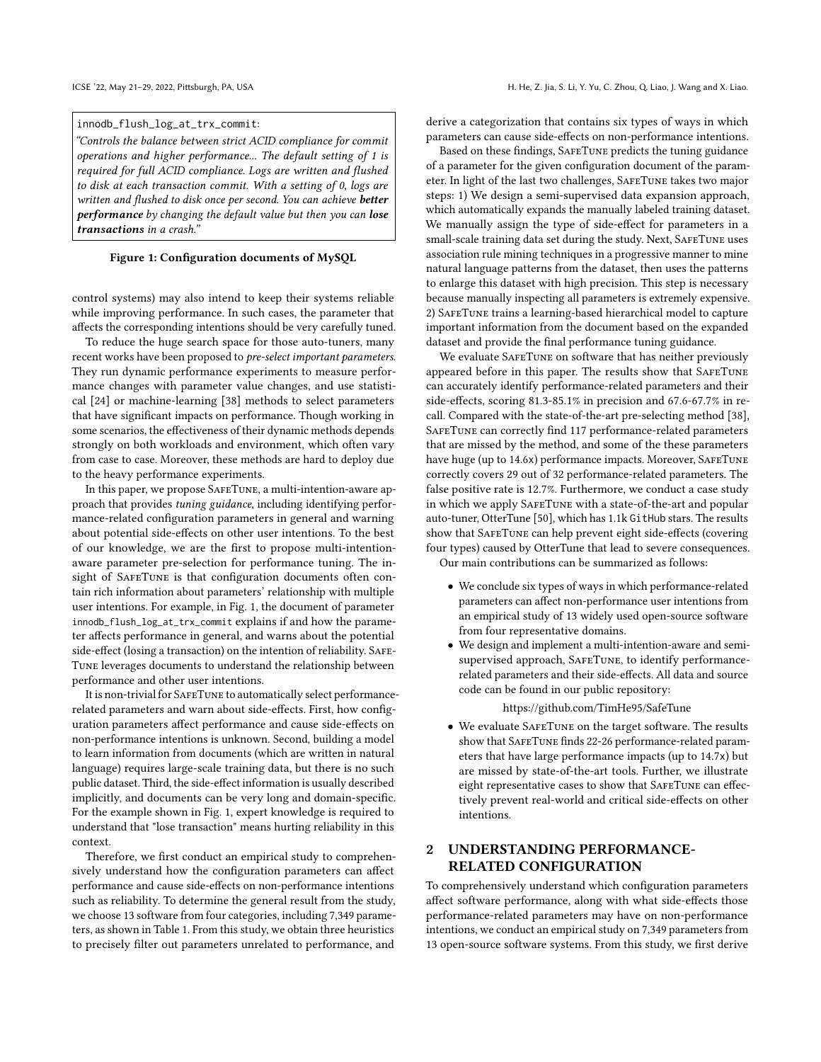innodb_flush_log_at_trx_commit:

*"Controls the balance between strict ACID compliance for commit operations and higher performance... The default setting of 1 is required for full ACID compliance. Logs are written and flushed to disk at each transaction commit. With a setting of 0, logs are written and flushed to disk once per second. You can achieve **better performance** by changing the default value but then you can **lose transactions** in a crash."*

**Figure 1: Configuration documents of MySQL**

control systems) may also intend to keep their systems reliable while improving performance. In such cases, the parameter that affects the corresponding intentions should be very carefully tuned.

To reduce the huge search space for those auto-tuners, many recent works have been proposed to *pre-select important parameters*. They run dynamic performance experiments to measure performance changes with parameter value changes, and use statistical [24] or machine-learning [38] methods to select parameters that have significant impacts on performance. Though working in some scenarios, the effectiveness of their dynamic methods depends strongly on both workloads and environment, which often vary from case to case. Moreover, these methods are hard to deploy due to the heavy performance experiments.

In this paper, we propose SafeTune, a multi-intention-aware approach that provides *tuning guidance*, including identifying performance-related configuration parameters in general and warning about potential side-effects on other user intentions. To the best of our knowledge, we are the first to propose multi-intention-aware parameter pre-selection for performance tuning. The insight of SafeTune is that configuration documents often contain rich information about parameters' relationship with multiple user intentions. For example, in Fig. 1, the document of parameter innodb_flush_log_at_trx_commit explains if and how the parameter affects performance in general, and warns about the potential side-effect (losing a transaction) on the intention of reliability. SafeTune leverages documents to understand the relationship between performance and other user intentions.

It is non-trivial for SafeTune to automatically select performance-related parameters and warn about side-effects. First, how configuration parameters affect performance and cause side-effects on non-performance intentions is unknown. Second, building a model to learn information from documents (which are written in natural language) requires large-scale training data, but there is no such public dataset. Third, the side-effect information is usually described implicitly, and documents can be very long and domain-specific. For the example shown in Fig. 1, expert knowledge is required to understand that "lose transaction" means hurting reliability in this context.

Therefore, we first conduct an empirical study to comprehensively understand how the configuration parameters can affect performance and cause side-effects on non-performance intentions such as reliability. To determine the general result from the study, we choose 13 software from four categories, including 7,349 parameters, as shown in Table 1. From this study, we obtain three heuristics to precisely filter out parameters unrelated to performance, and derive a categorization that contains six types of ways in which parameters can cause side-effects on non-performance intentions.

Based on these findings, SafeTune predicts the tuning guidance of a parameter for the given configuration document of the parameter. In light of the last two challenges, SafeTune takes two major steps: 1) We design a semi-supervised data expansion approach, which automatically expands the manually labeled training dataset. We manually assign the type of side-effect for parameters in a small-scale training data set during the study. Next, SafeTune uses association rule mining techniques in a progressive manner to mine natural language patterns from the dataset, then uses the patterns to enlarge this dataset with high precision. This step is necessary because manually inspecting all parameters is extremely expensive. 2) SafeTune trains a learning-based hierarchical model to capture important information from the document based on the expanded dataset and provide the final performance tuning guidance.

We evaluate SafeTune on software that has neither previously appeared before in this paper. The results show that SafeTune can accurately identify performance-related parameters and their side-effects, scoring 81.3-85.1% in precision and 67.6-67.7% in recall. Compared with the state-of-the-art pre-selecting method [38], SafeTune can correctly find 117 performance-related parameters that are missed by the method, and some of the these parameters have huge (up to 14.6x) performance impacts. Moreover, SafeTune correctly covers 29 out of 32 performance-related parameters. The false positive rate is 12.7%. Furthermore, we conduct a case study in which we apply SafeTune with a state-of-the-art and popular auto-tuner, OtterTune [50], which has 1.1k GitHub stars. The results show that SafeTune can help prevent eight side-effects (covering four types) caused by OtterTune that lead to severe consequences.

Our main contributions can be summarized as follows:

- We conclude six types of ways in which performance-related parameters can affect non-performance user intentions from an empirical study of 13 widely used open-source software from four representative domains.
- We design and implement a multi-intention-aware and semi-supervised approach, SafeTune, to identify performance-related parameters and their side-effects. All data and source code can be found in our public repository:

  https://github.com/TimHe95/SafeTune

- We evaluate SafeTune on the target software. The results show that SafeTune finds 22-26 performance-related parameters that have large performance impacts (up to 14.7x) but are missed by state-of-the-art tools. Further, we illustrate eight representative cases to show that SafeTune can effectively prevent real-world and critical side-effects on other intentions.

## 2 UNDERSTANDING PERFORMANCE-RELATED CONFIGURATION

To comprehensively understand which configuration parameters affect software performance, along with what side-effects those performance-related parameters may have on non-performance intentions, we conduct an empirical study on 7,349 parameters from 13 open-source software systems. From this study, we first derive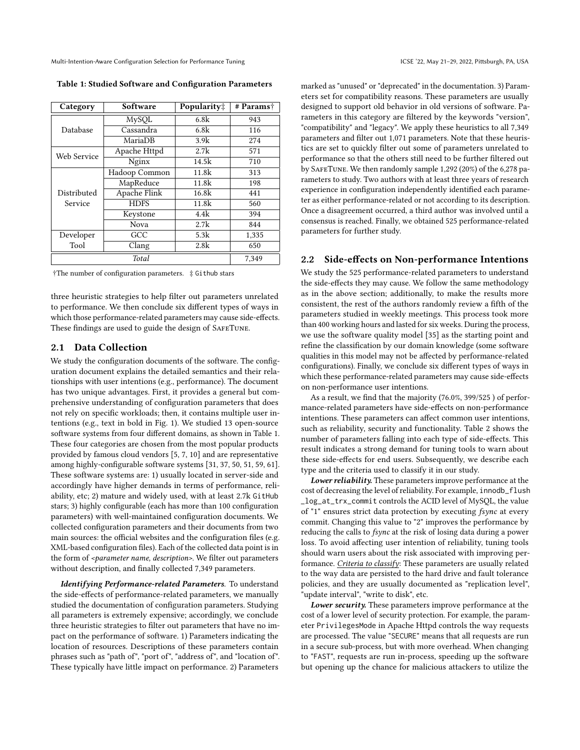**Table 1: Studied Software and Configuration Parameters**

| Category | Software | Popularity‡ | # Params† |
|---|---|---|---|
| Database | MySQL | 6.8k | 943 |
| | Cassandra | 6.8k | 116 |
| | MariaDB | 3.9k | 274 |
| Web Service | Apache Httpd | 2.7k | 571 |
| | Nginx | 14.5k | 710 |
| Distributed Service | Hadoop Common | 11.8k | 313 |
| | MapReduce | 11.8k | 198 |
| | Apache Flink | 16.8k | 441 |
| | HDFS | 11.8k | 560 |
| | Keystone | 4.4k | 394 |
| | Nova | 2.7k | 844 |
| Developer Tool | GCC | 5.3k | 1,335 |
| | Clang | 2.8k | 650 |
| *Total* | | | 7,349 |

†The number of configuration parameters. ‡ Github stars

three heuristic strategies to help filter out parameters unrelated to performance. We then conclude six different types of ways in which those performance-related parameters may cause side-effects. These findings are used to guide the design of SafeTune.

## 2.1 Data Collection

We study the configuration documents of the software. The configuration document explains the detailed semantics and their relationships with user intentions (e.g., performance). The document has two unique advantages. First, it provides a general but comprehensive understanding of configuration parameters that does not rely on specific workloads; then, it contains multiple user intentions (e.g., text in bold in Fig. 1). We studied 13 open-source software systems from four different domains, as shown in Table 1. These four categories are chosen from the most popular products provided by famous cloud vendors [5, 7, 10] and are representative among highly-configurable software systems [31, 37, 50, 51, 59, 61]. These software systems are: 1) usually located in server-side and accordingly have higher demands in terms of performance, reliability, etc; 2) mature and widely used, with at least 2.7k GitHub stars; 3) highly configurable (each has more than 100 configuration parameters) with well-maintained configuration documents. We collected configuration parameters and their documents from two main sources: the official websites and the configuration files (e.g. XML-based configuration files). Each of the collected data point is in the form of *<parameter name, description>*. We filter out parameters without description, and finally collected 7,349 parameters.

***Identifying Performance-related Parameters.*** To understand the side-effects of performance-related parameters, we manually studied the documentation of configuration parameters. Studying all parameters is extremely expensive; accordingly, we conclude three heuristic strategies to filter out parameters that have no impact on the performance of software. 1) Parameters indicating the location of resources. Descriptions of these parameters contain phrases such as "path of", "port of", "address of", and "location of". These typically have little impact on performance. 2) Parameters marked as "unused" or "deprecated" in the documentation. 3) Parameters set for compatibility reasons. These parameters are usually designed to support old behavior in old versions of software. Parameters in this category are filtered by the keywords "version", "compatibility" and "legacy". We apply these heuristics to all 7,349 parameters and filter out 1,071 parameters. Note that these heuristics are set to quickly filter out some of parameters unrelated to performance so that the others still need to be further filtered out by SafeTune. We then randomly sample 1,292 (20%) of the 6,278 parameters to study. Two authors with at least three years of research experience in configuration independently identified each parameter as either performance-related or not according to its description. Once a disagreement occurred, a third author was involved until a consensus is reached. Finally, we obtained 525 performance-related parameters for further study.

## 2.2 Side-effects on Non-performance Intentions

We study the 525 performance-related parameters to understand the side-effects they may cause. We follow the same methodology as in the above section; additionally, to make the results more consistent, the rest of the authors randomly review a fifth of the parameters studied in weekly meetings. This process took more than 400 working hours and lasted for six weeks. During the process, we use the software quality model [35] as the starting point and refine the classification by our domain knowledge (some software qualities in this model may not be affected by performance-related configurations). Finally, we conclude six different types of ways in which these performance-related parameters may cause side-effects on non-performance user intentions.

As a result, we find that the majority (76.0%, 399/525 ) of performance-related parameters have side-effects on non-performance intentions. These parameters can affect common user intentions, such as reliability, security and functionality. Table 2 shows the number of parameters falling into each type of side-effects. This result indicates a strong demand for tuning tools to warn about these side-effects for end users. Subsequently, we describe each type and the criteria used to classify it in our study.

***Lower reliability.*** These parameters improve performance at the cost of decreasing the level of reliability. For example, `innodb_flush_log_at_trx_commit` controls the ACID level of MySQL, the value of "1" ensures strict data protection by executing *fsync* at every commit. Changing this value to "2" improves the performance by reducing the calls to *fsync* at the risk of losing data during a power loss. To avoid affecting user intention of reliability, tuning tools should warn users about the risk associated with improving performance. *Criteria to classify*: These parameters are usually related to the way data are persisted to the hard drive and fault tolerance policies, and they are usually documented as "replication level", "update interval", "write to disk", etc.

***Lower security.*** These parameters improve performance at the cost of a lower level of security protection. For example, the parameter `PrivilegesMode` in Apache Httpd controls the way requests are processed. The value "SECURE" means that all requests are run in a secure sub-process, but with more overhead. When changing to "FAST", requests are run in-process, speeding up the software but opening up the chance for malicious attackers to utilize the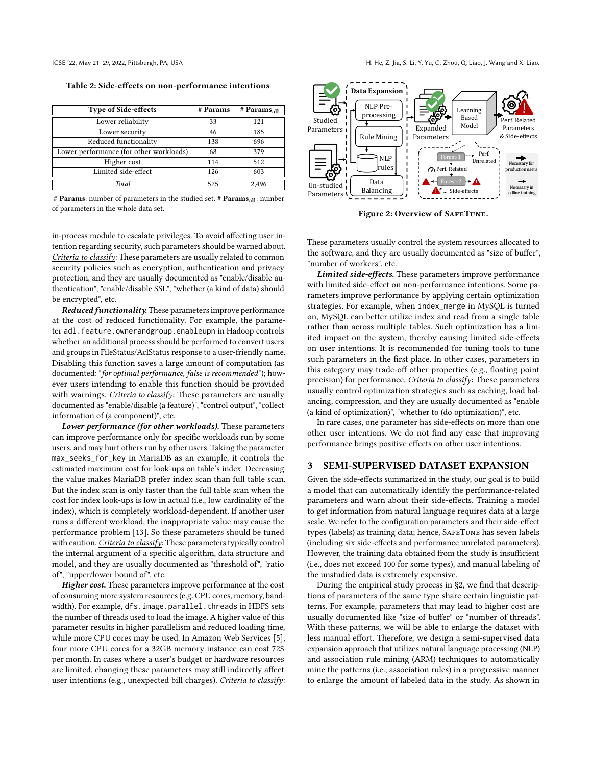Table 2: Side-effects on non-performance intentions

| Type of Side-effects | # Params | # Params$_{all}$ |
|---|---|---|
| Lower reliability | 33 | 121 |
| Lower security | 46 | 185 |
| Reduced functionality | 138 | 696 |
| Lower performance (for other workloads) | 68 | 379 |
| Higher cost | 114 | 512 |
| Limited side-effect | 126 | 603 |
| *Total* | 525 | 2,496 |

**# Params**: number of parameters in the studied set. **# Params$_{all}$**: number of parameters in the whole data set.

in-process module to escalate privileges. To avoid affecting user intention regarding security, such parameters should be warned about. *Criteria to classify*: These parameters are usually related to common security policies such as encryption, authentication and privacy protection, and they are usually documented as "enable/disable authentication", "enable/disable SSL", "whether (a kind of data) should be encrypted", etc.

***Reduced functionality.*** These parameters improve performance at the cost of reduced functionality. For example, the parameter `adl.feature.ownerandgroup.enableupn` in Hadoop controls whether an additional process should be performed to convert users and groups in FileStatus/AclStatus response to a user-friendly name. Disabling this function saves a large amount of computation (as documented: "*for optimal performance, false is recommended*"); however users intending to enable this function should be provided with warnings. *Criteria to classify*: These parameters are usually documented as "enable/disable (a feature)", "control output", "collect information of (a component)", etc.

***Lower performance (for other workloads).*** These parameters can improve performance only for specific workloads run by some users, and may hurt others run by other users. Taking the parameter `max_seeks_for_key` in MariaDB as an example, it controls the estimated maximum cost for look-ups on table's index. Decreasing the value makes MariaDB prefer index scan than full table scan. But the index scan is only faster than the full table scan when the cost for index look-ups is low in actual (i.e., low cardinality of the index), which is completely workload-dependent. If another user runs a different workload, the inappropriate value may cause the performance problem [13]. So these parameters should be tuned with caution. *Criteria to classify*: These parameters typically control the internal argument of a specific algorithm, data structure and model, and they are usually documented as "threshold of", "ratio of", "upper/lower bound of", etc.

***Higher cost.*** These parameters improve performance at the cost of consuming more system resources (e.g. CPU cores, memory, bandwidth). For example, `dfs.image.parallel.threads` in HDFS sets the number of threads used to load the image. A higher value of this parameter results in higher parallelism and reduced loading time, while more CPU cores may be used. In Amazon Web Services [5], four more CPU cores for a 32GB memory instance can cost 72$ per month. In cases where a user's budget or hardware resources are limited, changing these parameters may still indirectly affect user intentions (e.g., unexpected bill charges). *Criteria to classify*: These parameters usually control the system resources allocated to the software, and they are usually documented as "size of buffer", "number of workers", etc.

Figure 2: Overview of SafeTune.

***Limited side-effects.*** These parameters improve performance with limited side-effect on non-performance intentions. Some parameters improve performance by applying certain optimization strategies. For example, when `index_merge` in MySQL is turned on, MySQL can better utilize index and read from a single table rather than across multiple tables. Such optimization has a limited impact on the system, thereby causing limited side-effects on user intentions. It is recommended for tuning tools to tune such parameters in the first place. However, parameters in this category may trade-off other properties (e.g., floating point precision) for performance. *Criteria to classify*: These parameters usually control optimization strategies such as caching, load balancing, compression, and they are usually documented as "enable (a kind of optimization)", "whether to (do optimization)", etc.

In rare cases, one parameter has side-effects on more than one other user intentions. We do not find any case that improving performance brings positive effects on other user intentions.

## 3 SEMI-SUPERVISED DATASET EXPANSION

Given the side-effects summarized in the study, our goal is to build a model that can automatically identify the performance-related parameters and warn about their side-effects. Training a model to get information from natural language requires data at a large scale. We refer to the configuration parameters and their side-effect types (labels) as training data; hence, SafeTune has seven labels (including six side-effects and performance unrelated parameters). However, the training data obtained from the study is insufficient (i.e., does not exceed 100 for some types), and manual labeling of the unstudied data is extremely expensive.

During the empirical study process in §2, we find that descriptions of parameters of the same type share certain linguistic patterns. For example, parameters that may lead to higher cost are usually documented like "size of buffer" or "number of threads". With these patterns, we will be able to enlarge the dataset with less manual effort. Therefore, we design a semi-supervised data expansion approach that utilizes natural language processing (NLP) and association rule mining (ARM) techniques to automatically mine the patterns (i.e., association rules) in a progressive manner to enlarge the amount of labeled data in the study. As shown in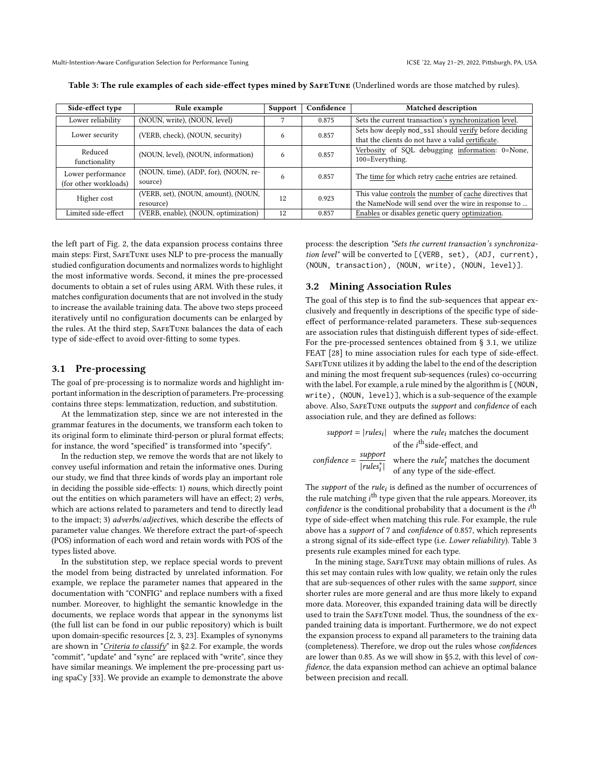**Table 3: The rule examples of each side-effect types mined by SafeTune** (Underlined words are those matched by rules).

| Side-effect type | Rule example | Support | Confidence | Matched description |
|---|---|---|---|---|
| Lower reliability | (NOUN, write), (NOUN, level) | 7 | 0.875 | Sets the current transaction's synchronization level. |
| Lower security | (VERB, check), (NOUN, security) | 6 | 0.857 | Sets how deeply mod_ssl should verify before deciding that the clients do not have a valid certificate. |
| Reduced functionality | (NOUN, level), (NOUN, information) | 6 | 0.857 | Verbosity of SQL debugging information: 0=None, 100=Everything. |
| Lower performance (for other workloads) | (NOUN, time), (ADP, for), (NOUN, resource) | 6 | 0.857 | The time for which retry cache entries are retained. |
| Higher cost | (VERB, set), (NOUN, amount), (NOUN, resource) | 12 | 0.923 | This value controls the number of cache directives that the NameNode will send over the wire in response to ... |
| Limited side-effect | (VERB, enable), (NOUN, optimization) | 12 | 0.857 | Enables or disables genetic query optimization. |

the left part of Fig. 2, the data expansion process contains three main steps: First, SafeTune uses NLP to pre-process the manually studied configuration documents and normalizes words to highlight the most informative words. Second, it mines the pre-processed documents to obtain a set of rules using ARM. With these rules, it matches configuration documents that are not involved in the study to increase the available training data. The above two steps proceed iteratively until no configuration documents can be enlarged by the rules. At the third step, SafeTune balances the data of each type of side-effect to avoid over-fitting to some types.

### 3.1 Pre-processing

The goal of pre-processing is to normalize words and highlight important information in the description of parameters. Pre-processing contains three steps: lemmatization, reduction, and substitution.

At the lemmatization step, since we are not interested in the grammar features in the documents, we transform each token to its original form to eliminate third-person or plural format effects; for instance, the word "specified" is transformed into "specify".

In the reduction step, we remove the words that are not likely to convey useful information and retain the informative ones. During our study, we find that three kinds of words play an important role in deciding the possible side-effects: 1) *noun*s, which directly point out the entities on which parameters will have an effect; 2) *verb*s, which are actions related to parameters and tend to directly lead to the impact; 3) *adverbs*/*adjective*s, which describe the effects of parameter value changes. We therefore extract the part-of-speech (POS) information of each word and retain words with POS of the types listed above.

In the substitution step, we replace special words to prevent the model from being distracted by unrelated information. For example, we replace the parameter names that appeared in the documentation with "CONFIG" and replace numbers with a fixed number. Moreover, to highlight the semantic knowledge in the documents, we replace words that appear in the synonyms list (the full list can be fond in our public repository) which is built upon domain-specific resources [2, 3, 23]. Examples of synonyms are shown in "*Criteria to classify*" in §2.2. For example, the words "commit", "update" and "sync" are replaced with "write", since they have similar meanings. We implement the pre-processing part using spaCy [33]. We provide an example to demonstrate the above process: the description *"Sets the current transaction's synchronization level"* will be converted to `[(VERB, set), (ADJ, current), (NOUN, transaction), (NOUN, write), (NOUN, level)]`.

### 3.2 Mining Association Rules

The goal of this step is to find the sub-sequences that appear exclusively and frequently in descriptions of the specific type of side-effect of performance-related parameters. These sub-sequences are association rules that distinguish different types of side-effect. For the pre-processed sentences obtained from § 3.1, we utilize FEAT [28] to mine association rules for each type of side-effect. SafeTune utilizes it by adding the label to the end of the description and mining the most frequent sub-sequences (rules) co-occurring with the label. For example, a rule mined by the algorithm is `[(NOUN, write), (NOUN, level)]`, which is a sub-sequence of the example above. Also, SafeTune outputs the *support* and *confidence* of each association rule, and they are defined as follows:

$$support = |rules_i| \quad \text{where the } rule_i \text{ matches the document of the } i^{\text{th}} \text{side-effect, and}$$

$$confidence = \frac{support}{|rules_i^*|} \quad \text{where the } rule_i^* \text{ matches the document of any type of the side-effect.}$$

The *support* of the $rule_i$ is defined as the number of occurrences of the rule matching $i^{\text{th}}$ type given that the rule appears. Moreover, its *confidence* is the conditional probability that a document is the $i^{\text{th}}$ type of side-effect when matching this rule. For example, the rule above has a *support* of 7 and *confidence* of 0.857, which represents a strong signal of its side-effect type (i.e. *Lower reliability*). Table 3 presents rule examples mined for each type.

In the mining stage, SafeTune may obtain millions of rules. As this set may contain rules with low quality, we retain only the rules that are sub-sequences of other rules with the same *support*, since shorter rules are more general and are thus more likely to expand more data. Moreover, this expanded training data will be directly used to train the SafeTune model. Thus, the soundness of the expanded training data is important. Furthermore, we do not expect the expansion process to expand all parameters to the training data (completeness). Therefore, we drop out the rules whose *confidence*s are lower than 0.85. As we will show in §5.2, with this level of *confidence*, the data expansion method can achieve an optimal balance between precision and recall.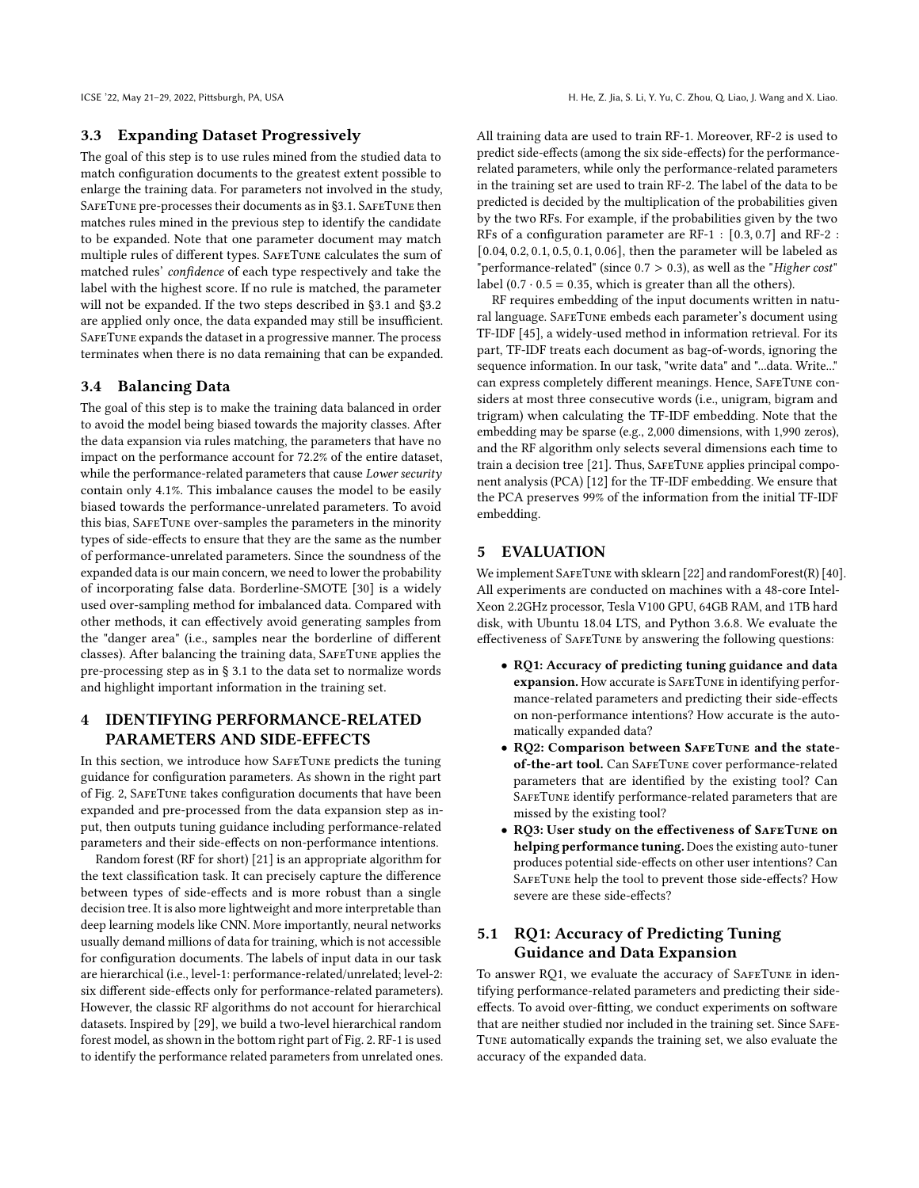### 3.3 Expanding Dataset Progressively

The goal of this step is to use rules mined from the studied data to match configuration documents to the greatest extent possible to enlarge the training data. For parameters not involved in the study, SafeTune pre-processes their documents as in §3.1. SafeTune then matches rules mined in the previous step to identify the candidate to be expanded. Note that one parameter document may match multiple rules of different types. SafeTune calculates the sum of matched rules' *confidence* of each type respectively and take the label with the highest score. If no rule is matched, the parameter will not be expanded. If the two steps described in §3.1 and §3.2 are applied only once, the data expanded may still be insufficient. SafeTune expands the dataset in a progressive manner. The process terminates when there is no data remaining that can be expanded.

### 3.4 Balancing Data

The goal of this step is to make the training data balanced in order to avoid the model being biased towards the majority classes. After the data expansion via rules matching, the parameters that have no impact on the performance account for 72.2% of the entire dataset, while the performance-related parameters that cause *Lower security* contain only 4.1%. This imbalance causes the model to be easily biased towards the performance-unrelated parameters. To avoid this bias, SafeTune over-samples the parameters in the minority types of side-effects to ensure that they are the same as the number of performance-unrelated parameters. Since the soundness of the expanded data is our main concern, we need to lower the probability of incorporating false data. Borderline-SMOTE [30] is a widely used over-sampling method for imbalanced data. Compared with other methods, it can effectively avoid generating samples from the "danger area" (i.e., samples near the borderline of different classes). After balancing the training data, SafeTune applies the pre-processing step as in § 3.1 to the data set to normalize words and highlight important information in the training set.

## 4 IDENTIFYING PERFORMANCE-RELATED PARAMETERS AND SIDE-EFFECTS

In this section, we introduce how SafeTune predicts the tuning guidance for configuration parameters. As shown in the right part of Fig. 2, SafeTune takes configuration documents that have been expanded and pre-processed from the data expansion step as input, then outputs tuning guidance including performance-related parameters and their side-effects on non-performance intentions.

Random forest (RF for short) [21] is an appropriate algorithm for the text classification task. It can precisely capture the difference between types of side-effects and is more robust than a single decision tree. It is also more lightweight and more interpretable than deep learning models like CNN. More importantly, neural networks usually demand millions of data for training, which is not accessible for configuration documents. The labels of input data in our task are hierarchical (i.e., level-1: performance-related/unrelated; level-2: six different side-effects only for performance-related parameters). However, the classic RF algorithms do not account for hierarchical datasets. Inspired by [29], we build a two-level hierarchical random forest model, as shown in the bottom right part of Fig. 2. RF-1 is used to identify the performance related parameters from unrelated ones. All training data are used to train RF-1. Moreover, RF-2 is used to predict side-effects (among the six side-effects) for the performance-related parameters, while only the performance-related parameters in the training set are used to train RF-2. The label of the data to be predicted is decided by the multiplication of the probabilities given by the two RFs. For example, if the probabilities given by the two RFs of a configuration parameter are RF-1 : $[0.3, 0.7]$ and RF-2 : $[0.04, 0.2, 0.1, 0.5, 0.1, 0.06]$, then the parameter will be labeled as "performance-related" (since $0.7 > 0.3$), as well as the "*Higher cost*" label ($0.7 \cdot 0.5 = 0.35$, which is greater than all the others).

RF requires embedding of the input documents written in natural language. SafeTune embeds each parameter's document using TF-IDF [45], a widely-used method in information retrieval. For its part, TF-IDF treats each document as bag-of-words, ignoring the sequence information. In our task, "write data" and "...data. Write..." can express completely different meanings. Hence, SafeTune considers at most three consecutive words (i.e., unigram, bigram and trigram) when calculating the TF-IDF embedding. Note that the embedding may be sparse (e.g., 2,000 dimensions, with 1,990 zeros), and the RF algorithm only selects several dimensions each time to train a decision tree [21]. Thus, SafeTune applies principal component analysis (PCA) [12] for the TF-IDF embedding. We ensure that the PCA preserves 99% of the information from the initial TF-IDF embedding.

## 5 EVALUATION

We implement SafeTune with sklearn [22] and randomForest(R) [40]. All experiments are conducted on machines with a 48-core Intel-Xeon 2.2GHz processor, Tesla V100 GPU, 64GB RAM, and 1TB hard disk, with Ubuntu 18.04 LTS, and Python 3.6.8. We evaluate the effectiveness of SafeTune by answering the following questions:

- **RQ1: Accuracy of predicting tuning guidance and data expansion.** How accurate is SafeTune in identifying performance-related parameters and predicting their side-effects on non-performance intentions? How accurate is the automatically expanded data?
- **RQ2: Comparison between SafeTune and the state-of-the-art tool.** Can SafeTune cover performance-related parameters that are identified by the existing tool? Can SafeTune identify performance-related parameters that are missed by the existing tool?
- **RQ3: User study on the effectiveness of SafeTune on helping performance tuning.** Does the existing auto-tuner produces potential side-effects on other user intentions? Can SafeTune help the tool to prevent those side-effects? How severe are these side-effects?

### 5.1 RQ1: Accuracy of Predicting Tuning Guidance and Data Expansion

To answer RQ1, we evaluate the accuracy of SafeTune in identifying performance-related parameters and predicting their side-effects. To avoid over-fitting, we conduct experiments on software that are neither studied nor included in the training set. Since SafeTune automatically expands the training set, we also evaluate the accuracy of the expanded data.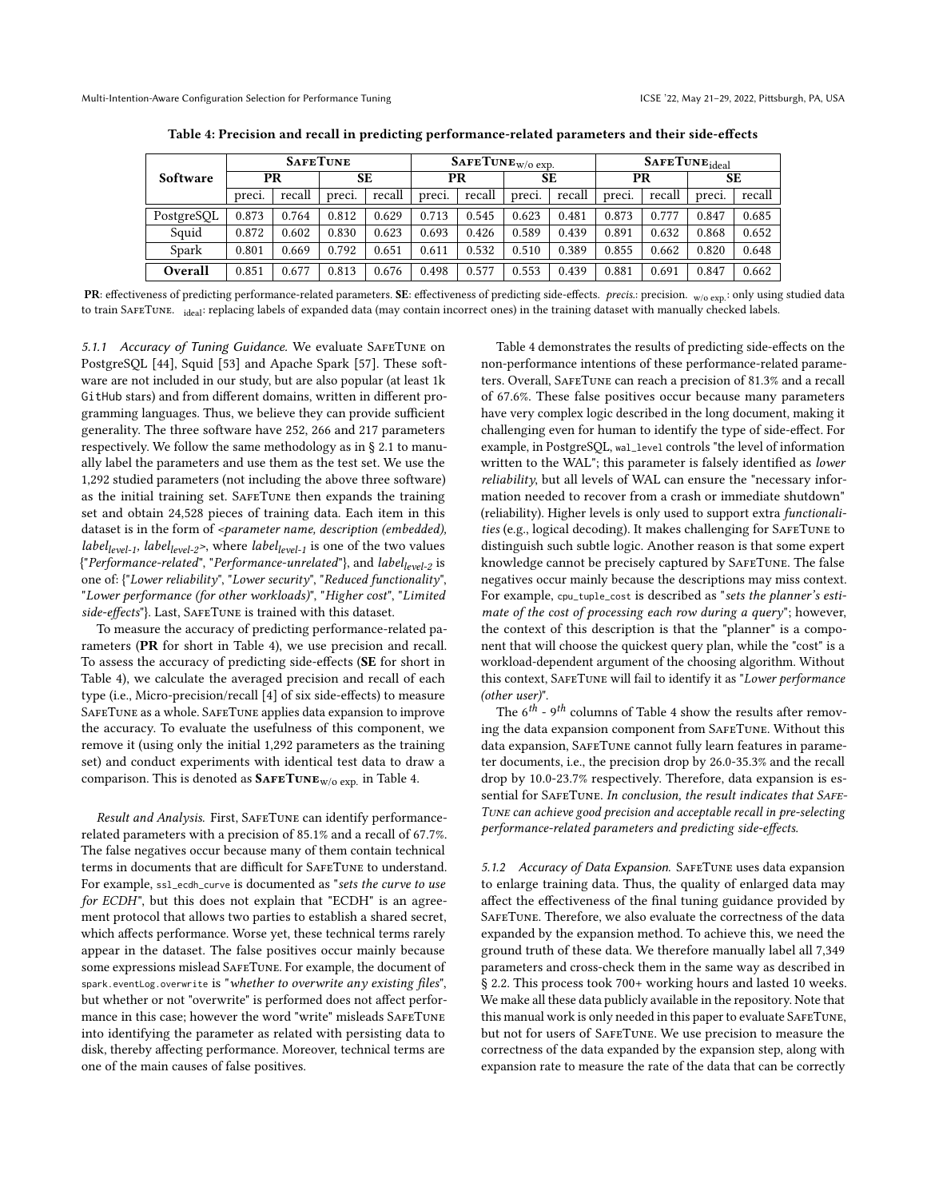**Table 4: Precision and recall in predicting performance-related parameters and their side-effects**

| Software | SafeTune | | | | $\text{SafeTune}_{\text{w/o exp.}}$ | | | | $\text{SafeTune}_{\text{ideal}}$ | | | |
|---|---|---|---|---|---|---|---|---|---|---|---|---|
| | PR | | SE | | PR | | SE | | PR | | SE | |
| | preci. | recall | preci. | recall | preci. | recall | preci. | recall | preci. | recall | preci. | recall |
| PostgreSQL | 0.873 | 0.764 | 0.812 | 0.629 | 0.713 | 0.545 | 0.623 | 0.481 | 0.873 | 0.777 | 0.847 | 0.685 |
| Squid | 0.872 | 0.602 | 0.830 | 0.623 | 0.693 | 0.426 | 0.589 | 0.439 | 0.891 | 0.632 | 0.868 | 0.652 |
| Spark | 0.801 | 0.669 | 0.792 | 0.651 | 0.611 | 0.532 | 0.510 | 0.389 | 0.855 | 0.662 | 0.820 | 0.648 |
| **Overall** | 0.851 | 0.677 | 0.813 | 0.676 | 0.498 | 0.577 | 0.553 | 0.439 | 0.881 | 0.691 | 0.847 | 0.662 |

**PR**: effectiveness of predicting performance-related parameters. **SE**: effectiveness of predicting side-effects. *precis.*: precision. $_{\text{w/o exp.}}$: only using studied data to train SafeTune. $_{\text{ideal}}$: replacing labels of expanded data (may contain incorrect ones) in the training dataset with manually checked labels.

*5.1.1 Accuracy of Tuning Guidance.* We evaluate SafeTune on PostgreSQL [44], Squid [53] and Apache Spark [57]. These software are not included in our study, but are also popular (at least 1k GitHub stars) and from different domains, written in different programming languages. Thus, we believe they can provide sufficient generality. The three software have 252, 266 and 217 parameters respectively. We follow the same methodology as in § 2.1 to manually label the parameters and use them as the test set. We use the 1,292 studied parameters (not including the above three software) as the initial training set. SafeTune then expands the training set and obtain 24,528 pieces of training data. Each item in this dataset is in the form of <*parameter name, description (embedded), $label_{level\text{-}1}$, $label_{level\text{-}2}$*>, where $label_{level\text{-}1}$ is one of the two values {"*Performance-related*", "*Performance-unrelated*"}, and $label_{level\text{-}2}$ is one of: {"*Lower reliability*", "*Lower security*", "*Reduced functionality*", "*Lower performance (for other workloads)*", "*Higher cost*", "*Limited side-effects*"}. Last, SafeTune is trained with this dataset.

To measure the accuracy of predicting performance-related parameters (**PR** for short in Table 4), we use precision and recall. To assess the accuracy of predicting side-effects (**SE** for short in Table 4), we calculate the averaged precision and recall of each type (i.e., Micro-precision/recall [4] of six side-effects) to measure SafeTune as a whole. SafeTune applies data expansion to improve the accuracy. To evaluate the usefulness of this component, we remove it (using only the initial 1,292 parameters as the training set) and conduct experiments with identical test data to draw a comparison. This is denoted as $\textbf{SafeTune}_{\text{w/o exp.}}$ in Table 4.

*Result and Analysis.* First, SafeTune can identify performance-related parameters with a precision of 85.1% and a recall of 67.7%. The false negatives occur because many of them contain technical terms in documents that are difficult for SafeTune to understand. For example, `ssl_ecdh_curve` is documented as "*sets the curve to use for ECDH*", but this does not explain that "ECDH" is an agreement protocol that allows two parties to establish a shared secret, which affects performance. Worse yet, these technical terms rarely appear in the dataset. The false positives occur mainly because some expressions mislead SafeTune. For example, the document of `spark.eventLog.overwrite` is "*whether to overwrite any existing files*", but whether or not "overwrite" is performed does not affect performance in this case; however the word "write" misleads SafeTune into identifying the parameter as related with persisting data to disk, thereby affecting performance. Moreover, technical terms are one of the main causes of false positives.

Table 4 demonstrates the results of predicting side-effects on the non-performance intentions of these performance-related parameters. Overall, SafeTune can reach a precision of 81.3% and a recall of 67.6%. These false positives occur because many parameters have very complex logic described in the long document, making it challenging even for human to identify the type of side-effect. For example, in PostgreSQL, `wal_level` controls "the level of information written to the WAL"; this parameter is falsely identified as *lower reliability*, but all levels of WAL can ensure the "necessary information needed to recover from a crash or immediate shutdown" (reliability). Higher levels is only used to support extra *functionalities* (e.g., logical decoding). It makes challenging for SafeTune to distinguish such subtle logic. Another reason is that some expert knowledge cannot be precisely captured by SafeTune. The false negatives occur mainly because the descriptions may miss context. For example, `cpu_tuple_cost` is described as "*sets the planner's estimate of the cost of processing each row during a query*"; however, the context of this description is that the "planner" is a component that will choose the quickest query plan, while the "cost" is a workload-dependent argument of the choosing algorithm. Without this context, SafeTune will fail to identify it as "*Lower performance (other user)*".

The $6^{th}$ - $9^{th}$ columns of Table 4 show the results after removing the data expansion component from SafeTune. Without this data expansion, SafeTune cannot fully learn features in parameter documents, i.e., the precision drop by 26.0-35.3% and the recall drop by 10.0-23.7% respectively. Therefore, data expansion is essential for SafeTune. *In conclusion, the result indicates that SafeTune can achieve good precision and acceptable recall in pre-selecting performance-related parameters and predicting side-effects.*

*5.1.2 Accuracy of Data Expansion.* SafeTune uses data expansion to enlarge training data. Thus, the quality of enlarged data may affect the effectiveness of the final tuning guidance provided by SafeTune. Therefore, we also evaluate the correctness of the data expanded by the expansion method. To achieve this, we need the ground truth of these data. We therefore manually label all 7,349 parameters and cross-check them in the same way as described in § 2.2. This process took 700+ working hours and lasted 10 weeks. We make all these data publicly available in the repository. Note that this manual work is only needed in this paper to evaluate SafeTune, but not for users of SafeTune. We use precision to measure the correctness of the data expanded by the expansion step, along with expansion rate to measure the rate of the data that can be correctly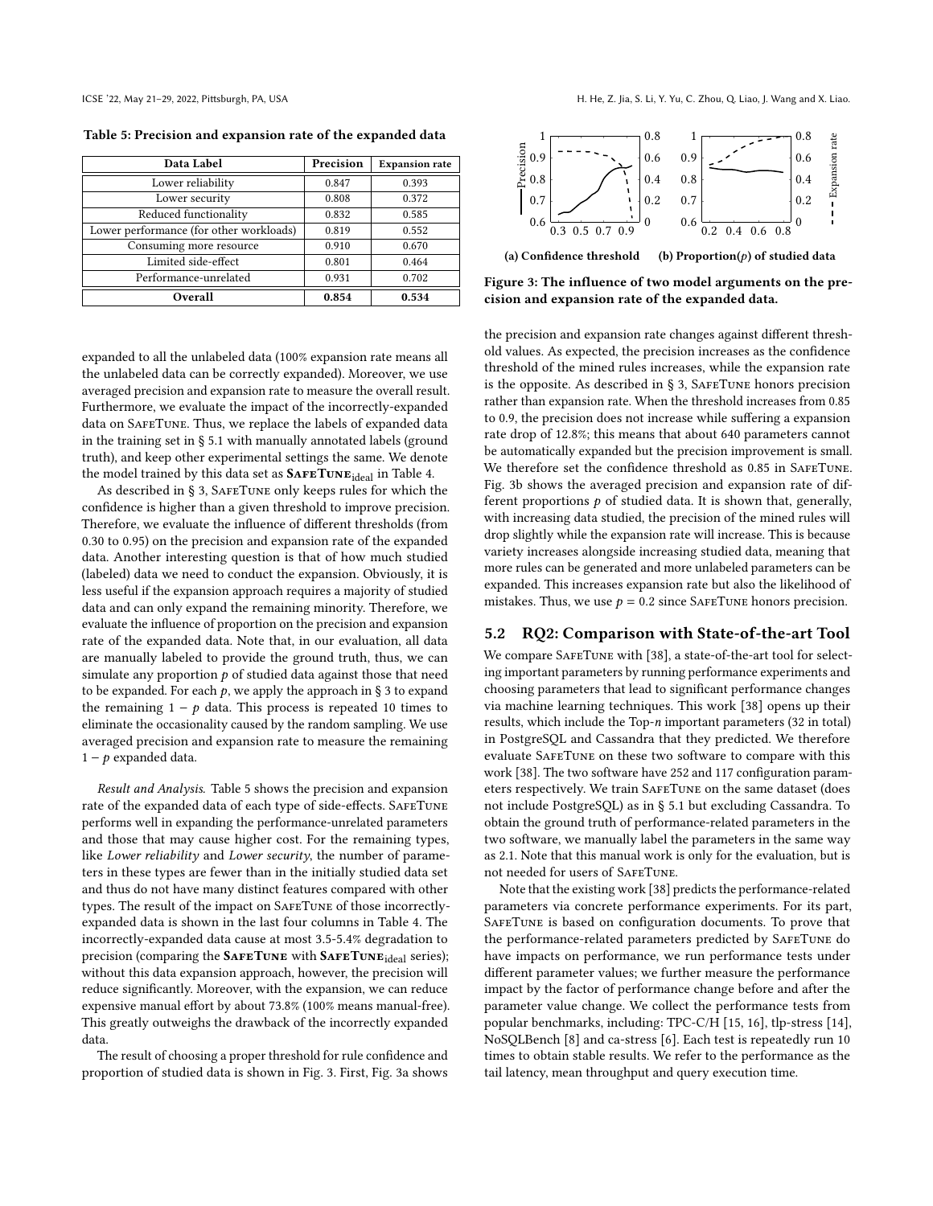Table 5: Precision and expansion rate of the expanded data

| Data Label | Precision | Expansion rate |
|---|---|---|
| Lower reliability | 0.847 | 0.393 |
| Lower security | 0.808 | 0.372 |
| Reduced functionality | 0.832 | 0.585 |
| Lower performance (for other workloads) | 0.819 | 0.552 |
| Consuming more resource | 0.910 | 0.670 |
| Limited side-effect | 0.801 | 0.464 |
| Performance-unrelated | 0.931 | 0.702 |
| **Overall** | **0.854** | **0.534** |

expanded to all the unlabeled data (100% expansion rate means all the unlabeled data can be correctly expanded). Moreover, we use averaged precision and expansion rate to measure the overall result. Furthermore, we evaluate the impact of the incorrectly-expanded data on SafeTune. Thus, we replace the labels of expanded data in the training set in § 5.1 with manually annotated labels (ground truth), and keep other experimental settings the same. We denote the model trained by this data set as **SafeTune$_{\text{ideal}}$** in Table 4.

As described in § 3, SafeTune only keeps rules for which the confidence is higher than a given threshold to improve precision. Therefore, we evaluate the influence of different thresholds (from 0.30 to 0.95) on the precision and expansion rate of the expanded data. Another interesting question is that of how much studied (labeled) data we need to conduct the expansion. Obviously, it is less useful if the expansion approach requires a majority of studied data and can only expand the remaining minority. Therefore, we evaluate the influence of proportion on the precision and expansion rate of the expanded data. Note that, in our evaluation, all data are manually labeled to provide the ground truth, thus, we can simulate any proportion $p$ of studied data against those that need to be expanded. For each $p$, we apply the approach in § 3 to expand the remaining $1 - p$ data. This process is repeated 10 times to eliminate the occasionality caused by the random sampling. We use averaged precision and expansion rate to measure the remaining $1 - p$ expanded data.

*Result and Analysis.* Table 5 shows the precision and expansion rate of the expanded data of each type of side-effects. SafeTune performs well in expanding the performance-unrelated parameters and those that may cause higher cost. For the remaining types, like *Lower reliability* and *Lower security*, the number of parameters in these types are fewer than in the initially studied data set and thus do not have many distinct features compared with other types. The result of the impact on SafeTune of those incorrectly-expanded data is shown in the last four columns in Table 4. The incorrectly-expanded data cause at most 3.5-5.4% degradation to precision (comparing the **SafeTune** with **SafeTune$_{\text{ideal}}$** series); without this data expansion approach, however, the precision will reduce significantly. Moreover, with the expansion, we can reduce expensive manual effort by about 73.8% (100% means manual-free). This greatly outweighs the drawback of the incorrectly expanded data.

The result of choosing a proper threshold for rule confidence and proportion of studied data is shown in Fig. 3. First, Fig. 3a shows

**(a) Confidence threshold** **(b) Proportion($p$) of studied data**

Figure 3: The influence of two model arguments on the precision and expansion rate of the expanded data.

the precision and expansion rate changes against different threshold values. As expected, the precision increases as the confidence threshold of the mined rules increases, while the expansion rate is the opposite. As described in § 3, SafeTune honors precision rather than expansion rate. When the threshold increases from 0.85 to 0.9, the precision does not increase while suffering a expansion rate drop of 12.8%; this means that about 640 parameters cannot be automatically expanded but the precision improvement is small. We therefore set the confidence threshold as 0.85 in SafeTune. Fig. 3b shows the averaged precision and expansion rate of different proportions $p$ of studied data. It is shown that, generally, with increasing data studied, the precision of the mined rules will drop slightly while the expansion rate will increase. This is because variety increases alongside increasing studied data, meaning that more rules can be generated and more unlabeled parameters can be expanded. This increases expansion rate but also the likelihood of mistakes. Thus, we use $p = 0.2$ since SafeTune honors precision.

## 5.2 RQ2: Comparison with State-of-the-art Tool

We compare SafeTune with [38], a state-of-the-art tool for selecting important parameters by running performance experiments and choosing parameters that lead to significant performance changes via machine learning techniques. This work [38] opens up their results, which include the Top-$n$ important parameters (32 in total) in PostgreSQL and Cassandra that they predicted. We therefore evaluate SafeTune on these two software to compare with this work [38]. The two software have 252 and 117 configuration parameters respectively. We train SafeTune on the same dataset (does not include PostgreSQL) as in § 5.1 but excluding Cassandra. To obtain the ground truth of performance-related parameters in the two software, we manually label the parameters in the same way as 2.1. Note that this manual work is only for the evaluation, but is not needed for users of SafeTune.

Note that the existing work [38] predicts the performance-related parameters via concrete performance experiments. For its part, SafeTune is based on configuration documents. To prove that the performance-related parameters predicted by SafeTune do have impacts on performance, we run performance tests under different parameter values; we further measure the performance impact by the factor of performance change before and after the parameter value change. We collect the performance tests from popular benchmarks, including: TPC-C/H [15, 16], tlp-stress [14], NoSQLBench [8] and ca-stress [6]. Each test is repeatedly run 10 times to obtain stable results. We refer to the performance as the tail latency, mean throughput and query execution time.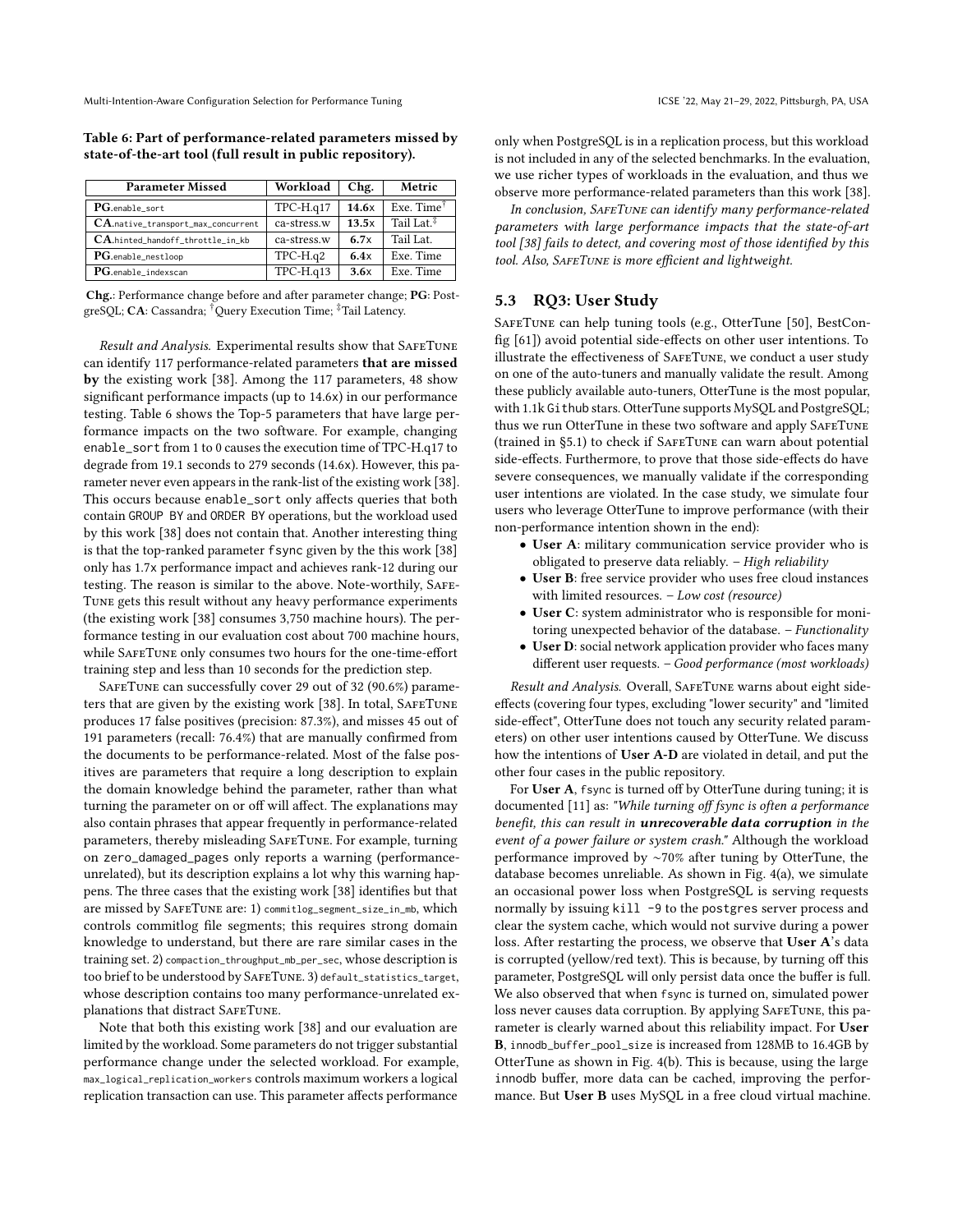**Table 6: Part of performance-related parameters missed by state-of-the-art tool (full result in public repository).**

| Parameter Missed | Workload | Chg. | Metric |
|---|---|---|---|
| **PG**.enable_sort | TPC-H.q17 | **14.6x** | Exe. Time[†] |
| **CA**.native_transport_max_concurrent | ca-stress.w | **13.5x** | Tail Lat.[‡] |
| **CA**.hinted_handoff_throttle_in_kb | ca-stress.w | **6.7x** | Tail Lat. |
| **PG**.enable_nestloop | TPC-H.q2 | **6.4x** | Exe. Time |
| **PG**.enable_indexscan | TPC-H.q13 | **3.6x** | Exe. Time |

**Chg.**: Performance change before and after parameter change; **PG**: PostgreSQL; **CA**: Cassandra; [†]Query Execution Time; [‡]Tail Latency.

*Result and Analysis.* Experimental results show that SafeTune can identify 117 performance-related parameters **that are missed by** the existing work [38]. Among the 117 parameters, 48 show significant performance impacts (up to 14.6x) in our performance testing. Table 6 shows the Top-5 parameters that have large performance impacts on the two software. For example, changing enable_sort from 1 to 0 causes the execution time of TPC-H.q17 to degrade from 19.1 seconds to 279 seconds (14.6x). However, this parameter never even appears in the rank-list of the existing work [38]. This occurs because enable_sort only affects queries that both contain GROUP BY and ORDER BY operations, but the workload used by this work [38] does not contain that. Another interesting thing is that the top-ranked parameter fsync given by the this work [38] only has 1.7x performance impact and achieves rank-12 during our testing. The reason is similar to the above. Note-worthily, SafeTune gets this result without any heavy performance experiments (the existing work [38] consumes 3,750 machine hours). The performance testing in our evaluation cost about 700 machine hours, while SafeTune only consumes two hours for the one-time-effort training step and less than 10 seconds for the prediction step.

SafeTune can successfully cover 29 out of 32 (90.6%) parameters that are given by the existing work [38]. In total, SafeTune produces 17 false positives (precision: 87.3%), and misses 45 out of 191 parameters (recall: 76.4%) that are manually confirmed from the documents to be performance-related. Most of the false positives are parameters that require a long description to explain the domain knowledge behind the parameter, rather than what turning the parameter on or off will affect. The explanations may also contain phrases that appear frequently in performance-related parameters, thereby misleading SafeTune. For example, turning on zero_damaged_pages only reports a warning (performance-unrelated), but its description explains a lot why this warning happens. The three cases that the existing work [38] identifies but that are missed by SafeTune are: 1) commitlog_segment_size_in_mb, which controls commitlog file segments; this requires strong domain knowledge to understand, but there are rare similar cases in the training set. 2) compaction_throughput_mb_per_sec, whose description is too brief to be understood by SafeTune. 3) default_statistics_target, whose description contains too many performance-unrelated explanations that distract SafeTune.

Note that both this existing work [38] and our evaluation are limited by the workload. Some parameters do not trigger substantial performance change under the selected workload. For example, max_logical_replication_workers controls maximum workers a logical replication transaction can use. This parameter affects performance only when PostgreSQL is in a replication process, but this workload is not included in any of the selected benchmarks. In the evaluation, we use richer types of workloads in the evaluation, and thus we observe more performance-related parameters than this work [38].

*In conclusion, SafeTune can identify many performance-related parameters with large performance impacts that the state-of-art tool [38] fails to detect, and covering most of those identified by this tool. Also, SafeTune is more efficient and lightweight.*

## 5.3 RQ3: User Study

SafeTune can help tuning tools (e.g., OtterTune [50], BestConfig [61]) avoid potential side-effects on other user intentions. To illustrate the effectiveness of SafeTune, we conduct a user study on one of the auto-tuners and manually validate the result. Among these publicly available auto-tuners, OtterTune is the most popular, with 1.1k Github stars. OtterTune supports MySQL and PostgreSQL; thus we run OtterTune in these two software and apply SafeTune (trained in §5.1) to check if SafeTune can warn about potential side-effects. Furthermore, to prove that those side-effects do have severe consequences, we manually validate if the corresponding user intentions are violated. In the case study, we simulate four users who leverage OtterTune to improve performance (with their non-performance intention shown in the end):

- **User A**: military communication service provider who is obligated to preserve data reliably. – *High reliability*
- **User B**: free service provider who uses free cloud instances with limited resources. – *Low cost (resource)*
- **User C**: system administrator who is responsible for monitoring unexpected behavior of the database. – *Functionality*
- **User D**: social network application provider who faces many different user requests. – *Good performance (most workloads)*

*Result and Analysis.* Overall, SafeTune warns about eight side-effects (covering four types, excluding "lower security" and "limited side-effect", OtterTune does not touch any security related parameters) on other user intentions caused by OtterTune. We discuss how the intentions of **User A-D** are violated in detail, and put the other four cases in the public repository.

For **User A**, fsync is turned off by OtterTune during tuning; it is documented [11] as: *"While turning off fsync is often a performance benefit, this can result in **unrecoverable data corruption** in the event of a power failure or system crash."* Although the workload performance improved by ~70% after tuning by OtterTune, the database becomes unreliable. As shown in Fig. 4(a), we simulate an occasional power loss when PostgreSQL is serving requests normally by issuing kill -9 to the postgres server process and clear the system cache, which would not survive during a power loss. After restarting the process, we observe that **User A**'s data is corrupted (yellow/red text). This is because, by turning off this parameter, PostgreSQL will only persist data once the buffer is full. We also observed that when fsync is turned on, simulated power loss never causes data corruption. By applying SafeTune, this parameter is clearly warned about this reliability impact. For **User B**, innodb_buffer_pool_size is increased from 128MB to 16.4GB by OtterTune as shown in Fig. 4(b). This is because, using the large innodb buffer, more data can be cached, improving the performance. But **User B** uses MySQL in a free cloud virtual machine.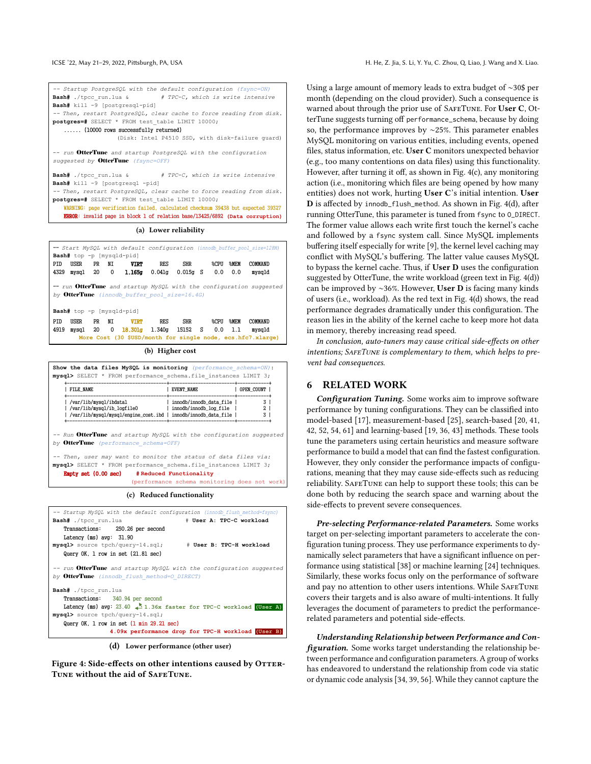```
-- Startup PostgreSQL with the default configuration (fsync=ON)
Bash# ./tpcc_run.lua &          # TPC-C, which is write intensive
Bash# kill -9 [postgresql-pid]
-- Then, restart PostgreSQL, clear cache to force reading from disk.
postgres=# SELECT * FROM test_table LIMIT 10000;
    ...... (10000 rows successfully returned)
                    (Disk: Intel P4510 SSD, with disk-failure guard)

-- run OtterTune and startup PostgreSQL with the configuration
suggested by OtterTune (fsync=OFF)

Bash# ./tpcc_run.lua &          # TPC-C, which is write intensive
Bash# kill -9 [postgresql -pid]
-- Then, restart PostgreSQL, clear cache to force reading from disk.
postgres=# SELECT * FROM test_table LIMIT 10000;
    WARNING: page verification failed, calculated checksum 39438 but expected 39327
    ERROR: invalid page in block 1 of relation base/13425/6892 (Data corruption)
```

(a) Lower reliability

```
-- Start MySQL with default configuration (innodb_buffer_pool_size=128M)
Bash# top -p [mysqld-pid]
PID   USER   PR  NI    VIRT    RES    SHR      %CPU  %MEM   COMMAND
4329  mysql  20   0   1.165g  0.041g  0.015g S   0.0   0.0   mysqld

-- run OtterTune and startup MySQL with the configuration suggested
by OtterTune (innodb_buffer_pool_size=16.4G)

Bash# top -p [mysqld-pid]
PID   USER   PR  NI    VIRT    RES    SHR      %CPU  %MEM   COMMAND
4919  mysql  20   0   18.301g  1.340g  15152  S   0.0   1.1   mysqld
     More Cost (30 $USD/month for single node, ecs.hfc7.xlarge)
```

(b) Higher cost

```
Show the data files MySQL is monitoring (performance_schema=ON):
mysql> SELECT * FROM performance_schema.file_instances LIMIT 3;
    +--------------------------------------+-------------------------+------------+
    | FILE_NAME                            | EVENT_NAME              | OPEN_COUNT |
    +--------------------------------------+-------------------------+------------+
    | /var/lib/mysql/ibdata1               | innodb/innodb_data_file |          3 |
    | /var/lib/mysql/ib_logfile0           | innodb/innodb_log_file  |          2 |
    | /var/lib/mysql/mysql/engine_cost.ibd | innodb/innodb_data_file |          3 |
    +--------------------------------------+-------------------------+------------+

-- Run OtterTune and startup MySQL with the configuration suggested
by OtterTune (performance_schema=OFF)

-- Then, user may want to monitor the status of data files via:
mysql> SELECT * FROM performance_schema.file_instances LIMIT 3;
    Empty set (0.00 sec)     # Reduced Functionality
                          (performance schema monitoring does not work)
```

(c) Reduced functionality

```
-- Startup MySQL with the default configuration (innodb_flush_method=fsync)
Bash# ./tpcc_run.lua                          # User A: TPC-C workload
    Transactions:     250.26 per second
    Latency (ms) avg:  31.90
mysql> source tpch/query-14.sql;              # User B: TPC-H workload
    Query OK, 1 row in set (21.81 sec)

-- run OtterTune and startup MySQL with the configuration suggested
by OtterTune (innodb_flush_method=O_DIRECT)

Bash# ./tpcc_run.lua
    Transactions:    340.94 per second
    Latency (ms) avg: 23.40   1.36x faster for TPC-C workload (User A)
mysql> source tpch/query-14.sql;
    Query OK, 1 row in set (1 min 29.21 sec)
               4.09x performance drop for TPC-H workload (User B)
```

(d) Lower performance (other user)

**Figure 4: Side-effects on other intentions caused by OtterTune without the aid of SafeTune.**

Using a large amount of memory leads to extra budget of ~30$ per month (depending on the cloud provider). Such a consequence is warned about through the prior use of SafeTune. For **User C**, OtterTune suggests turning off `performance_schema`, because by doing so, the performance improves by ~25%. This parameter enables MySQL monitoring on various entities, including events, opened files, status information, etc. **User C** monitors unexpected behavior (e.g., too many contentions on data files) using this functionality. However, after turning it off, as shown in Fig. 4(c), any monitoring action (i.e., monitoring which files are being opened by how many entities) does not work, hurting **User C**'s initial intention. **User D** is affected by `innodb_flush_method`. As shown in Fig. 4(d), after running OtterTune, this parameter is tuned from `fsync` to `O_DIRECT`. The former value allows each write first touch the kernel's cache and followed by a `fsync` system call. Since MySQL implements buffering itself especially for write [9], the kernel level caching may conflict with MySQL's buffering. The latter value causes MySQL to bypass the kernel cache. Thus, if **User D** uses the configuration suggested by OtterTune, the write workload (green text in Fig. 4(d)) can be improved by ~36%. However, **User D** is facing many kinds of users (i.e., workload). As the red text in Fig. 4(d) shows, the read performance degrades dramatically under this configuration. The reason lies in the ability of the kernel cache to keep more hot data in memory, thereby increasing read speed.

*In conclusion, auto-tuners may cause critical side-effects on other intentions; SafeTune is complementary to them, which helps to prevent bad consequences.*

## 6 RELATED WORK

***Configuration Tuning.*** Some works aim to improve software performance by tuning configurations. They can be classified into model-based [17], measurement-based [25], search-based [20, 41, 42, 52, 54, 61] and learning-based [19, 36, 43] methods. These tools tune the parameters using certain heuristics and measure software performance to build a model that can find the fastest configuration. However, they only consider the performance impacts of configurations, meaning that they may cause side-effects such as reducing reliability. SafeTune can help to support these tools; this can be done both by reducing the search space and warning about the side-effects to prevent severe consequences.

***Pre-selecting Performance-related Parameters.*** Some works target on per-selecting important parameters to accelerate the configuration tuning process. They use performance experiments to dynamically select parameters that have a significant influence on performance using statistical [38] or machine learning [24] techniques. Similarly, these works focus only on the performance of software and pay no attention to other users intentions. While SafeTune covers their targets and is also aware of multi-intentions. It fully leverages the document of parameters to predict the performance-related parameters and potential side-effects.

***Understanding Relationship between Performance and Configuration.*** Some works target understanding the relationship between performance and configuration parameters. A group of works has endeavored to understand the relationship from code via static or dynamic code analysis [34, 39, 56]. While they cannot capture the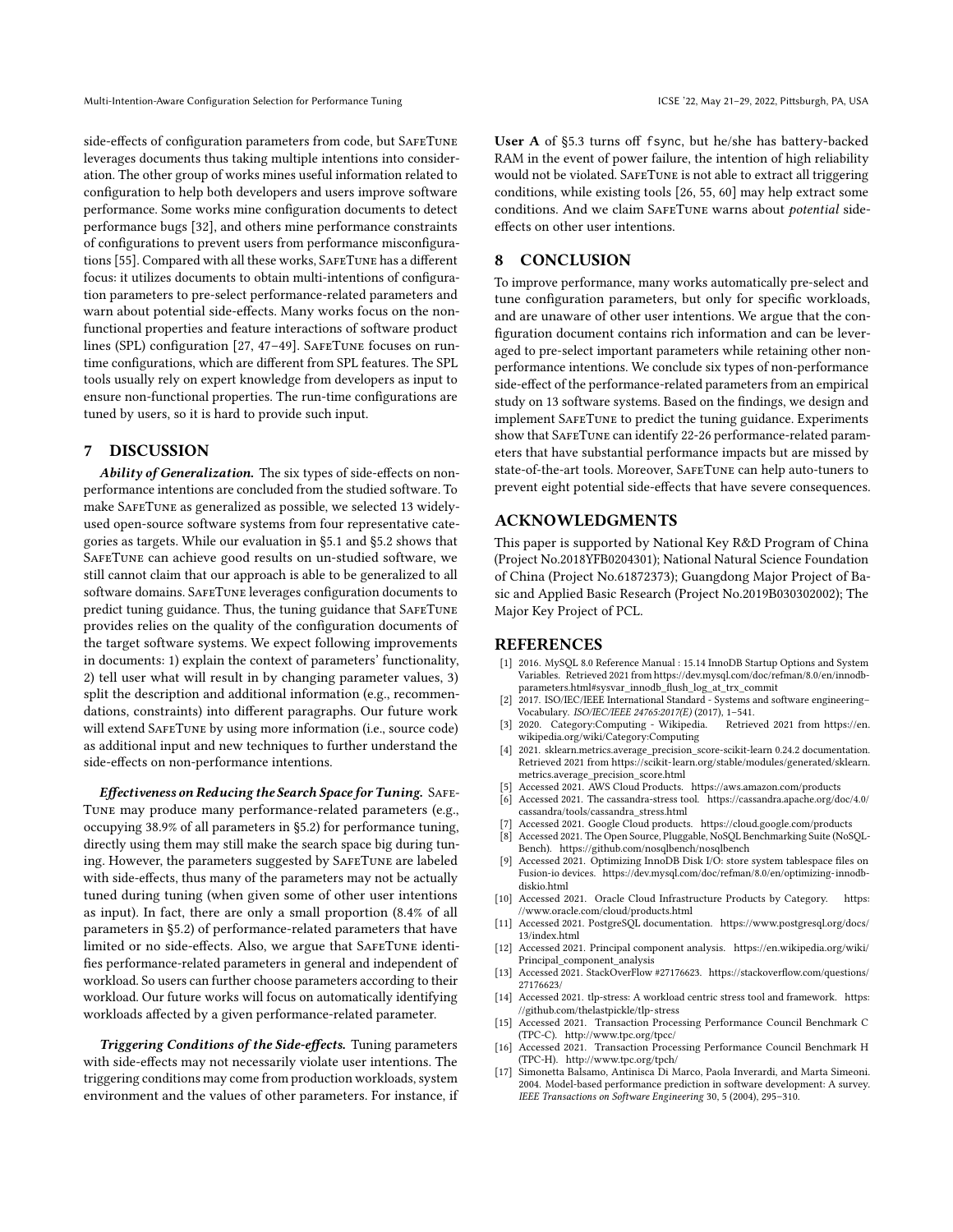side-effects of configuration parameters from code, but SafeTune leverages documents thus taking multiple intentions into consideration. The other group of works mines useful information related to configuration to help both developers and users improve software performance. Some works mine configuration documents to detect performance bugs [32], and others mine performance constraints of configurations to prevent users from performance misconfigurations [55]. Compared with all these works, SafeTune has a different focus: it utilizes documents to obtain multi-intentions of configuration parameters to pre-select performance-related parameters and warn about potential side-effects. Many works focus on the non-functional properties and feature interactions of software product lines (SPL) configuration [27, 47–49]. SafeTune focuses on run-time configurations, which are different from SPL features. The SPL tools usually rely on expert knowledge from developers as input to ensure non-functional properties. The run-time configurations are tuned by users, so it is hard to provide such input.

## 7 DISCUSSION

***Ability of Generalization.*** The six types of side-effects on non-performance intentions are concluded from the studied software. To make SafeTune as generalized as possible, we selected 13 widely-used open-source software systems from four representative categories as targets. While our evaluation in §5.1 and §5.2 shows that SafeTune can achieve good results on un-studied software, we still cannot claim that our approach is able to be generalized to all software domains. SafeTune leverages configuration documents to predict tuning guidance. Thus, the tuning guidance that SafeTune provides relies on the quality of the configuration documents of the target software systems. We expect following improvements in documents: 1) explain the context of parameters' functionality, 2) tell user what will result in by changing parameter values, 3) split the description and additional information (e.g., recommendations, constraints) into different paragraphs. Our future work will extend SafeTune by using more information (i.e., source code) as additional input and new techniques to further understand the side-effects on non-performance intentions.

***Effectiveness on Reducing the Search Space for Tuning.*** SafeTune may produce many performance-related parameters (e.g., occupying 38.9% of all parameters in §5.2) for performance tuning, directly using them may still make the search space big during tuning. However, the parameters suggested by SafeTune are labeled with side-effects, thus many of the parameters may not be actually tuned during tuning (when given some of other user intentions as input). In fact, there are only a small proportion (8.4% of all parameters in §5.2) of performance-related parameters that have limited or no side-effects. Also, we argue that SafeTune identifies performance-related parameters in general and independent of workload. So users can further choose parameters according to their workload. Our future works will focus on automatically identifying workloads affected by a given performance-related parameter.

***Triggering Conditions of the Side-effects.*** Tuning parameters with side-effects may not necessarily violate user intentions. The triggering conditions may come from production workloads, system environment and the values of other parameters. For instance, if **User A** of §5.3 turns off `fsync`, but he/she has battery-backed RAM in the event of power failure, the intention of high reliability would not be violated. SafeTune is not able to extract all triggering conditions, while existing tools [26, 55, 60] may help extract some conditions. And we claim SafeTune warns about *potential* side-effects on other user intentions.

## 8 CONCLUSION

To improve performance, many works automatically pre-select and tune configuration parameters, but only for specific workloads, and are unaware of other user intentions. We argue that the configuration document contains rich information and can be leveraged to pre-select important parameters while retaining other non-performance intentions. We conclude six types of non-performance side-effect of the performance-related parameters from an empirical study on 13 software systems. Based on the findings, we design and implement SafeTune to predict the tuning guidance. Experiments show that SafeTune can identify 22-26 performance-related parameters that have substantial performance impacts but are missed by state-of-the-art tools. Moreover, SafeTune can help auto-tuners to prevent eight potential side-effects that have severe consequences.

## ACKNOWLEDGMENTS

This paper is supported by National Key R&D Program of China (Project No.2018YFB0204301); National Natural Science Foundation of China (Project No.61872373); Guangdong Major Project of Basic and Applied Basic Research (Project No.2019B030302002); The Major Key Project of PCL.

## REFERENCES

[1] 2016. MySQL 8.0 Reference Manual : 15.14 InnoDB Startup Options and System Variables. Retrieved 2021 from https://dev.mysql.com/doc/refman/8.0/en/innodb-parameters.html#sysvar_innodb_flush_log_at_trx_commit
[2] 2017. ISO/IEC/IEEE International Standard - Systems and software engineering–Vocabulary. *ISO/IEC/IEEE 24765:2017(E)* (2017), 1–541.
[3] 2020. Category:Computing - Wikipedia. Retrieved 2021 from https://en.wikipedia.org/wiki/Category:Computing
[4] 2021. sklearn.metrics.average_precision_score-scikit-learn 0.24.2 documentation. Retrieved 2021 from https://scikit-learn.org/stable/modules/generated/sklearn.metrics.average_precision_score.html
[5] Accessed 2021. AWS Cloud Products. https://aws.amazon.com/products
[6] Accessed 2021. The cassandra-stress tool. https://cassandra.apache.org/doc/4.0/cassandra/tools/cassandra_stress.html
[7] Accessed 2021. Google Cloud products. https://cloud.google.com/products
[8] Accessed 2021. The Open Source, Pluggable, NoSQL Benchmarking Suite (NoSQL-Bench). https://github.com/nosqlbench/nosqlbench
[9] Accessed 2021. Optimizing InnoDB Disk I/O: store system tablespace files on Fusion-io devices. https://dev.mysql.com/doc/refman/8.0/en/optimizing-innodb-diskio.html
[10] Accessed 2021. Oracle Cloud Infrastructure Products by Category. https://www.oracle.com/cloud/products.html
[11] Accessed 2021. PostgreSQL documentation. https://www.postgresql.org/docs/13/index.html
[12] Accessed 2021. Principal component analysis. https://en.wikipedia.org/wiki/Principal_component_analysis
[13] Accessed 2021. StackOverFlow #27176623. https://stackoverflow.com/questions/27176623/
[14] Accessed 2021. tlp-stress: A workload centric stress tool and framework. https://github.com/thelastpickle/tlp-stress
[15] Accessed 2021. Transaction Processing Performance Council Benchmark C (TPC-C). http://www.tpc.org/tpcc/
[16] Accessed 2021. Transaction Processing Performance Council Benchmark H (TPC-H). http://www.tpc.org/tpch/
[17] Simonetta Balsamo, Antinisca Di Marco, Paola Inverardi, and Marta Simeoni. 2004. Model-based performance prediction in software development: A survey. *IEEE Transactions on Software Engineering* 30, 5 (2004), 295–310.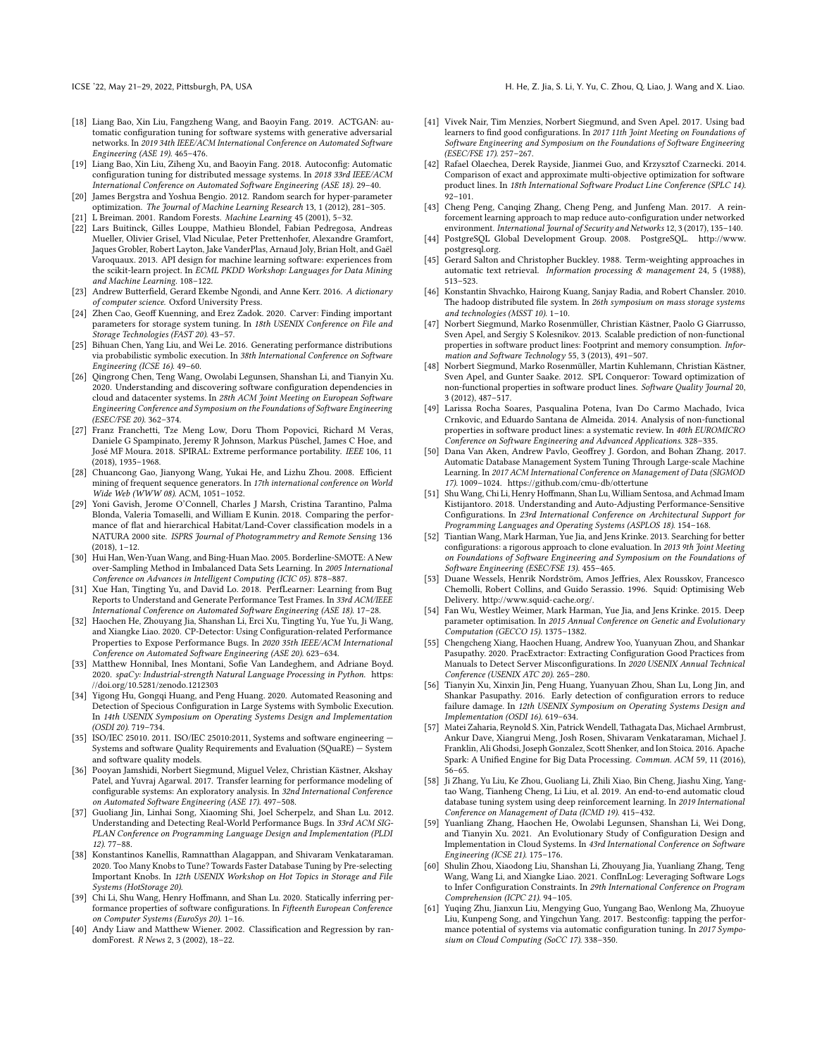[18] Liang Bao, Xin Liu, Fangzheng Wang, and Baoyin Fang. 2019. ACTGAN: automatic configuration tuning for software systems with generative adversarial networks. In *2019 34th IEEE/ACM International Conference on Automated Software Engineering (ASE 19)*. 465–476.

[19] Liang Bao, Xin Liu, Ziheng Xu, and Baoyin Fang. 2018. Autoconfig: Automatic configuration tuning for distributed message systems. In *2018 33rd IEEE/ACM International Conference on Automated Software Engineering (ASE 18)*. 29–40.

[20] James Bergstra and Yoshua Bengio. 2012. Random search for hyper-parameter optimization. *The Journal of Machine Learning Research* 13, 1 (2012), 281–305.

[21] L Breiman. 2001. Random Forests. *Machine Learning* 45 (2001), 5–32.

[22] Lars Buitinck, Gilles Louppe, Mathieu Blondel, Fabian Pedregosa, Andreas Mueller, Olivier Grisel, Vlad Niculae, Peter Prettenhofer, Alexandre Gramfort, Jaques Grobler, Robert Layton, Jake VanderPlas, Arnaud Joly, Brian Holt, and Gaël Varoquaux. 2013. API design for machine learning software: experiences from the scikit-learn project. In *ECML PKDD Workshop: Languages for Data Mining and Machine Learning*. 108–122.

[23] Andrew Butterfield, Gerard Ekembe Ngondi, and Anne Kerr. 2016. *A dictionary of computer science.* Oxford University Press.

[24] Zhen Cao, Geoff Kuenning, and Erez Zadok. 2020. Carver: Finding important parameters for storage system tuning. In *18th USENIX Conference on File and Storage Technologies (FAST 20)*. 43–57.

[25] Bihuan Chen, Yang Liu, and Wei Le. 2016. Generating performance distributions via probabilistic symbolic execution. In *38th International Conference on Software Engineering (ICSE 16)*. 49–60.

[26] Qingrong Chen, Teng Wang, Owolabi Legunsen, Shanshan Li, and Tianyin Xu. 2020. Understanding and discovering software configuration dependencies in cloud and datacenter systems. In *28th ACM Joint Meeting on European Software Engineering Conference and Symposium on the Foundations of Software Engineering (ESEC/FSE 20)*. 362–374.

[27] Franz Franchetti, Tze Meng Low, Doru Thom Popovici, Richard M Veras, Daniele G Spampinato, Jeremy R Johnson, Markus Püschel, James C Hoe, and José MF Moura. 2018. SPIRAL: Extreme performance portability. *IEEE* 106, 11 (2018), 1935–1968.

[28] Chuancong Gao, Jianyong Wang, Yukai He, and Lizhu Zhou. 2008. Efficient mining of frequent sequence generators. In *17th international conference on World Wide Web (WWW 08)*. ACM, 1051–1052.

[29] Yoni Gavish, Jerome O'Connell, Charles J Marsh, Cristina Tarantino, Palma Blonda, Valeria Tomaselli, and William E Kunin. 2018. Comparing the performance of flat and hierarchical Habitat/Land-Cover classification models in a NATURA 2000 site. *ISPRS Journal of Photogrammetry and Remote Sensing* 136 (2018), 1–12.

[30] Hui Han, Wen-Yuan Wang, and Bing-Huan Mao. 2005. Borderline-SMOTE: A New over-Sampling Method in Imbalanced Data Sets Learning. In *2005 International Conference on Advances in Intelligent Computing (ICIC 05)*. 878–887.

[31] Xue Han, Tingting Yu, and David Lo. 2018. PerfLearner: Learning from Bug Reports to Understand and Generate Performance Test Frames. In *33rd ACM/IEEE International Conference on Automated Software Engineering (ASE 18)*. 17–28.

[32] Haochen He, Zhouyang Jia, Shanshan Li, Erci Xu, Tingting Yu, Yue Yu, Ji Wang, and Xiangke Liao. 2020. CP-Detector: Using Configuration-related Performance Properties to Expose Performance Bugs. In *2020 35th IEEE/ACM International Conference on Automated Software Engineering (ASE 20)*. 623–634.

[33] Matthew Honnibal, Ines Montani, Sofie Van Landeghem, and Adriane Boyd. 2020. *spaCy: Industrial-strength Natural Language Processing in Python.* https://doi.org/10.5281/zenodo.1212303

[34] Yigong Hu, Gongqi Huang, and Peng Huang. 2020. Automated Reasoning and Detection of Specious Configuration in Large Systems with Symbolic Execution. In *14th USENIX Symposium on Operating Systems Design and Implementation (OSDI 20)*. 719–734.

[35] ISO/IEC 25010. 2011. ISO/IEC 25010:2011, Systems and software engineering — Systems and software Quality Requirements and Evaluation (SQuaRE) — System and software quality models.

[36] Pooyan Jamshidi, Norbert Siegmund, Miguel Velez, Christian Kästner, Akshay Patel, and Yuvraj Agarwal. 2017. Transfer learning for performance modeling of configurable systems: An exploratory analysis. In *32nd International Conference on Automated Software Engineering (ASE 17)*. 497–508.

[37] Guoliang Jin, Linhai Song, Xiaoming Shi, Joel Scherpelz, and Shan Lu. 2012. Understanding and Detecting Real-World Performance Bugs. In *33rd ACM SIGPLAN Conference on Programming Language Design and Implementation (PLDI 12)*. 77–88.

[38] Konstantinos Kanellis, Ramnatthan Alagappan, and Shivaram Venkataraman. 2020. Too Many Knobs to Tune? Towards Faster Database Tuning by Pre-selecting Important Knobs. In *12th USENIX Workshop on Hot Topics in Storage and File Systems (HotStorage 20)*.

[39] Chi Li, Shu Wang, Henry Hoffmann, and Shan Lu. 2020. Statically inferring performance properties of software configurations. In *Fifteenth European Conference on Computer Systems (EuroSys 20)*. 1–16.

[40] Andy Liaw and Matthew Wiener. 2002. Classification and Regression by randomForest. *R News* 2, 3 (2002), 18–22.

[41] Vivek Nair, Tim Menzies, Norbert Siegmund, and Sven Apel. 2017. Using bad learners to find good configurations. In *2017 11th Joint Meeting on Foundations of Software Engineering and Symposium on the Foundations of Software Engineering (ESEC/FSE 17)*. 257–267.

[42] Rafael Olaechea, Derek Rayside, Jianmei Guo, and Krzysztof Czarnecki. 2014. Comparison of exact and approximate multi-objective optimization for software product lines. In *18th International Software Product Line Conference (SPLC 14)*. 92–101.

[43] Cheng Peng, Canqing Zhang, Cheng Peng, and Junfeng Man. 2017. A reinforcement learning approach to map reduce auto-configuration under networked environment. *International Journal of Security and Networks* 12, 3 (2017), 135–140.

[44] PostgreSQL Global Development Group. 2008. PostgreSQL. http://www.postgresql.org.

[45] Gerard Salton and Christopher Buckley. 1988. Term-weighting approaches in automatic text retrieval. *Information processing & management* 24, 5 (1988), 513–523.

[46] Konstantin Shvachko, Hairong Kuang, Sanjay Radia, and Robert Chansler. 2010. The hadoop distributed file system. In *26th symposium on mass storage systems and technologies (MSST 10)*. 1–10.

[47] Norbert Siegmund, Marko Rosenmüller, Christian Kästner, Paolo G Giarrusso, Sven Apel, and Sergiy S Kolesnikov. 2013. Scalable prediction of non-functional properties in software product lines: Footprint and memory consumption. *Information and Software Technology* 55, 3 (2013), 491–507.

[48] Norbert Siegmund, Marko Rosenmüller, Martin Kuhlemann, Christian Kästner, Sven Apel, and Gunter Saake. 2012. SPL Conqueror: Toward optimization of non-functional properties in software product lines. *Software Quality Journal* 20, 3 (2012), 487–517.

[49] Larissa Rocha Soares, Pasqualina Potena, Ivan Do Carmo Machado, Ivica Crnkovic, and Eduardo Santana de Almeida. 2014. Analysis of non-functional properties in software product lines: a systematic review. In *40th EUROMICRO Conference on Software Engineering and Advanced Applications*. 328–335.

[50] Dana Van Aken, Andrew Pavlo, Geoffrey J. Gordon, and Bohan Zhang. 2017. Automatic Database Management System Tuning Through Large-scale Machine Learning. In *2017 ACM International Conference on Management of Data (SIGMOD 17)*. 1009–1024. https://github.com/cmu-db/ottertune

[51] Shu Wang, Chi Li, Henry Hoffmann, Shan Lu, William Sentosa, and Achmad Imam Kistijantoro. 2018. Understanding and Auto-Adjusting Performance-Sensitive Configurations. In *23rd International Conference on Architectural Support for Programming Languages and Operating Systems (ASPLOS 18)*. 154–168.

[52] Tiantian Wang, Mark Harman, Yue Jia, and Jens Krinke. 2013. Searching for better configurations: a rigorous approach to clone evaluation. In *2013 9th Joint Meeting on Foundations of Software Engineering and Symposium on the Foundations of Software Engineering (ESEC/FSE 13)*. 455–465.

[53] Duane Wessels, Henrik Nordström, Amos Jeffries, Alex Rousskov, Francesco Chemolli, Robert Collins, and Guido Serassio. 1996. Squid: Optimising Web Delivery. http://www.squid-cache.org/.

[54] Fan Wu, Westley Weimer, Mark Harman, Yue Jia, and Jens Krinke. 2015. Deep parameter optimisation. In *2015 Annual Conference on Genetic and Evolutionary Computation (GECCO 15)*. 1375–1382.

[55] Chengcheng Xiang, Haochen Huang, Andrew Yoo, Yuanyuan Zhou, and Shankar Pasupathy. 2020. PracExtractor: Extracting Configuration Good Practices from Manuals to Detect Server Misconfigurations. In *2020 USENIX Annual Technical Conference (USENIX ATC 20)*. 265–280.

[56] Tianyin Xu, Xinxin Jin, Peng Huang, Yuanyuan Zhou, Shan Lu, Long Jin, and Shankar Pasupathy. 2016. Early detection of configuration errors to reduce failure damage. In *12th USENIX Symposium on Operating Systems Design and Implementation (OSDI 16)*. 619–634.

[57] Matei Zaharia, Reynold S. Xin, Patrick Wendell, Tathagata Das, Michael Armbrust, Ankur Dave, Xiangrui Meng, Josh Rosen, Shivaram Venkataraman, Michael J. Franklin, Ali Ghodsi, Joseph Gonzalez, Scott Shenker, and Ion Stoica. 2016. Apache Spark: A Unified Engine for Big Data Processing. *Commun. ACM* 59, 11 (2016), 56–65.

[58] Ji Zhang, Yu Liu, Ke Zhou, Guoliang Li, Zhili Xiao, Bin Cheng, Jiashu Xing, Yangtao Wang, Tianheng Cheng, Li Liu, et al. 2019. An end-to-end automatic cloud database tuning system using deep reinforcement learning. In *2019 International Conference on Management of Data (ICMD 19)*. 415–432.

[59] Yuanliang Zhang, Haochen He, Owolabi Legunsen, Shanshan Li, Wei Dong, and Tianyin Xu. 2021. An Evolutionary Study of Configuration Design and Implementation in Cloud Systems. In *43rd International Conference on Software Engineering (ICSE 21)*. 175–176.

[60] Shulin Zhou, Xiaodong Liu, Shanshan Li, Zhouyang Jia, Yuanliang Zhang, Teng Wang, Wang Li, and Xiangke Liao. 2021. ConfInLog: Leveraging Software Logs to Infer Configuration Constraints. In *29th International Conference on Program Comprehension (ICPC 21)*. 94–105.

[61] Yuqing Zhu, Jianxun Liu, Mengying Guo, Yungang Bao, Wenlong Ma, Zhuoyue Liu, Kunpeng Song, and Yingchun Yang. 2017. Bestconfig: tapping the performance potential of systems via automatic configuration tuning. In *2017 Symposium on Cloud Computing (SoCC 17)*. 338–350.